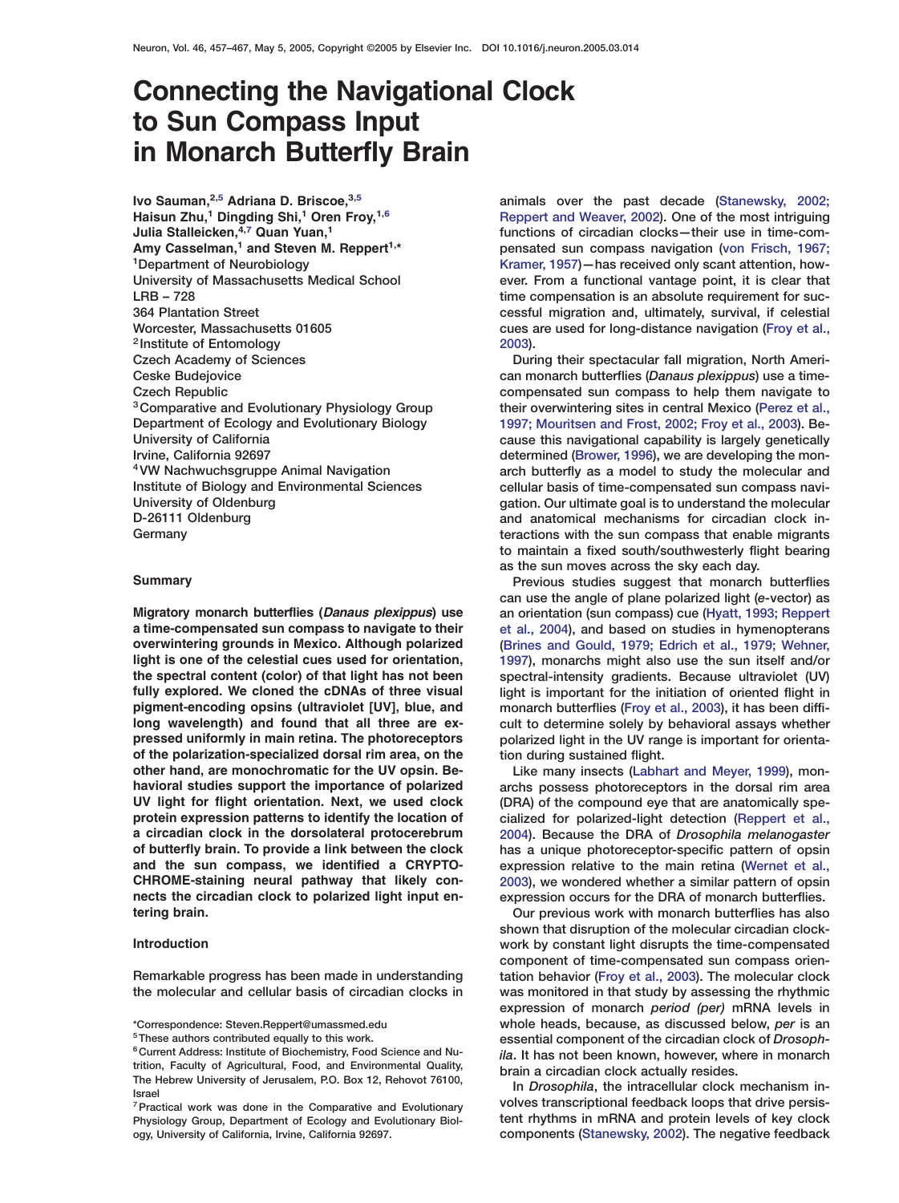# Connecting the Navigational Clock to Sun Compass Input in Monarch Butterfly Brain

**Ivo Sauman,[2,5] Adriana D. Briscoe,[3,5] Haisun Zhu,[1] Dingding Shi,[1] Oren Froy,[1,6] Julia Stalleicken,[4,7] Quan Yuan,[1] Amy Casselman,[1] and Steven M. Reppert[1,*]**

[1]Department of Neurobiology
University of Massachusetts Medical School
LRB – 728
364 Plantation Street
Worcester, Massachusetts 01605
[2]Institute of Entomology
Czech Academy of Sciences
Ceske Budejovice
Czech Republic
[3]Comparative and Evolutionary Physiology Group
Department of Ecology and Evolutionary Biology
University of California
Irvine, California 92697
[4]VW Nachwuchsgruppe Animal Navigation
Institute of Biology and Environmental Sciences
University of Oldenburg
D-26111 Oldenburg
Germany

## Summary

**Migratory monarch butterflies (*Danaus plexippus*) use a time-compensated sun compass to navigate to their overwintering grounds in Mexico. Although polarized light is one of the celestial cues used for orientation, the spectral content (color) of that light has not been fully explored. We cloned the cDNAs of three visual pigment-encoding opsins (ultraviolet [UV], blue, and long wavelength) and found that all three are expressed uniformly in main retina. The photoreceptors of the polarization-specialized dorsal rim area, on the other hand, are monochromatic for the UV opsin. Behavioral studies support the importance of polarized UV light for flight orientation. Next, we used clock protein expression patterns to identify the location of a circadian clock in the dorsolateral protocerebrum of butterfly brain. To provide a link between the clock and the sun compass, we identified a CRYPTOCHROME-staining neural pathway that likely connects the circadian clock to polarized light input entering brain.**

## Introduction

Remarkable progress has been made in understanding the molecular and cellular basis of circadian clocks in animals over the past decade (Stanewsky, 2002; Reppert and Weaver, 2002). One of the most intriguing functions of circadian clocks—their use in time-compensated sun compass navigation (von Frisch, 1967; Kramer, 1957)—has received only scant attention, however. From a functional vantage point, it is clear that time compensation is an absolute requirement for successful migration and, ultimately, survival, if celestial cues are used for long-distance navigation (Froy et al., 2003).

During their spectacular fall migration, North American monarch butterflies (*Danaus plexippus*) use a time-compensated sun compass to help them navigate to their overwintering sites in central Mexico (Perez et al., 1997; Mouritsen and Frost, 2002; Froy et al., 2003). Because this navigational capability is largely genetically determined (Brower, 1996), we are developing the monarch butterfly as a model to study the molecular and cellular basis of time-compensated sun compass navigation. Our ultimate goal is to understand the molecular and anatomical mechanisms for circadian clock interactions with the sun compass that enable migrants to maintain a fixed south/southwesterly flight bearing as the sun moves across the sky each day.

Previous studies suggest that monarch butterflies can use the angle of plane polarized light (*e*-vector) as an orientation (sun compass) cue (Hyatt, 1993; Reppert et al., 2004), and based on studies in hymenopterans (Brines and Gould, 1979; Edrich et al., 1979; Wehner, 1997), monarchs might also use the sun itself and/or spectral-intensity gradients. Because ultraviolet (UV) light is important for the initiation of oriented flight in monarch butterflies (Froy et al., 2003), it has been difficult to determine solely by behavioral assays whether polarized light in the UV range is important for orientation during sustained flight.

Like many insects (Labhart and Meyer, 1999), monarchs possess photoreceptors in the dorsal rim area (DRA) of the compound eye that are anatomically specialized for polarized-light detection (Reppert et al., 2004). Because the DRA of *Drosophila melanogaster* has a unique photoreceptor-specific pattern of opsin expression relative to the main retina (Wernet et al., 2003), we wondered whether a similar pattern of opsin expression occurs for the DRA of monarch butterflies.

Our previous work with monarch butterflies has also shown that disruption of the molecular circadian clockwork by constant light disrupts the time-compensated component of time-compensated sun compass orientation behavior (Froy et al., 2003). The molecular clock was monitored in that study by assessing the rhythmic expression of monarch *period (per)* mRNA levels in whole heads, because, as discussed below, *per* is an essential component of the circadian clock of *Drosophila*. It has not been known, however, where in monarch brain a circadian clock actually resides.

In *Drosophila*, the intracellular clock mechanism involves transcriptional feedback loops that drive persistent rhythms in mRNA and protein levels of key clock components (Stanewsky, 2002). The negative feedback

*Correspondence: Steven.Reppert@umassmed.edu
[5]These authors contributed equally to this work.
[6]Current Address: Institute of Biochemistry, Food Science and Nutrition, Faculty of Agricultural, Food, and Environmental Quality, The Hebrew University of Jerusalem, P.O. Box 12, Rehovot 76100, Israel
[7]Practical work was done in the Comparative and Evolutionary Physiology Group, Department of Ecology and Evolutionary Biology, University of California, Irvine, California 92697.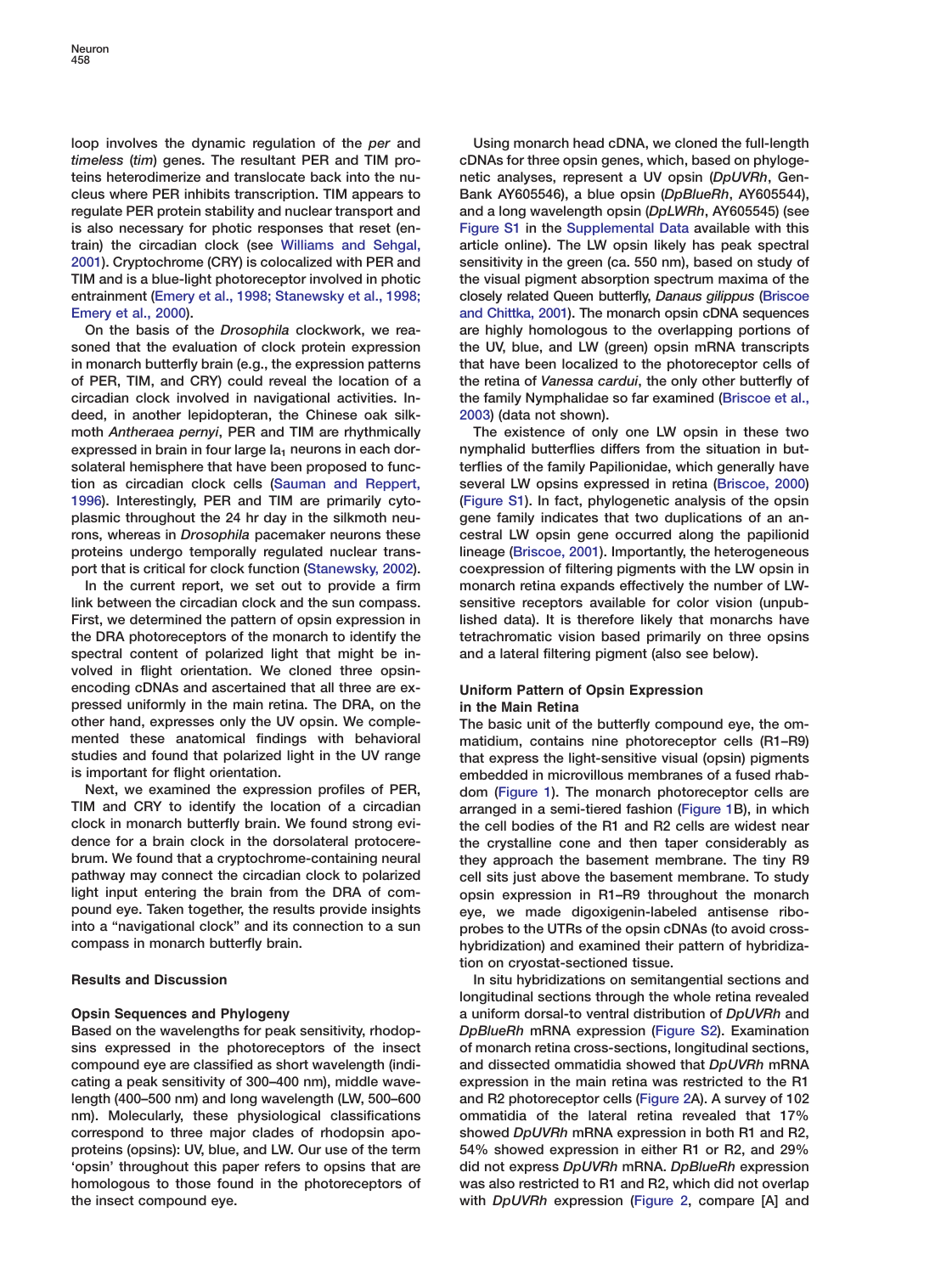loop involves the dynamic regulation of the *per* and *timeless* (*tim*) genes. The resultant PER and TIM proteins heterodimerize and translocate back into the nucleus where PER inhibits transcription. TIM appears to regulate PER protein stability and nuclear transport and is also necessary for photic responses that reset (entrain) the circadian clock (see Williams and Sehgal, 2001). Cryptochrome (CRY) is colocalized with PER and TIM and is a blue-light photoreceptor involved in photic entrainment (Emery et al., 1998; Stanewsky et al., 1998; Emery et al., 2000).

On the basis of the *Drosophila* clockwork, we reasoned that the evaluation of clock protein expression in monarch butterfly brain (e.g., the expression patterns of PER, TIM, and CRY) could reveal the location of a circadian clock involved in navigational activities. Indeed, in another lepidopteran, the Chinese oak silkmoth *Antheraea pernyi*, PER and TIM are rhythmically expressed in brain in four large $Ia_1$ neurons in each dorsolateral hemisphere that have been proposed to function as circadian clock cells (Sauman and Reppert, 1996). Interestingly, PER and TIM are primarily cytoplasmic throughout the 24 hr day in the silkmoth neurons, whereas in *Drosophila* pacemaker neurons these proteins undergo temporally regulated nuclear transport that is critical for clock function (Stanewsky, 2002).

In the current report, we set out to provide a firm link between the circadian clock and the sun compass. First, we determined the pattern of opsin expression in the DRA photoreceptors of the monarch to identify the spectral content of polarized light that might be involved in flight orientation. We cloned three opsin-encoding cDNAs and ascertained that all three are expressed uniformly in the main retina. The DRA, on the other hand, expresses only the UV opsin. We complemented these anatomical findings with behavioral studies and found that polarized light in the UV range is important for flight orientation.

Next, we examined the expression profiles of PER, TIM and CRY to identify the location of a circadian clock in monarch butterfly brain. We found strong evidence for a brain clock in the dorsolateral protocerebrum. We found that a cryptochrome-containing neural pathway may connect the circadian clock to polarized light input entering the brain from the DRA of compound eye. Taken together, the results provide insights into a "navigational clock" and its connection to a sun compass in monarch butterfly brain.

## Results and Discussion

### Opsin Sequences and Phylogeny

Based on the wavelengths for peak sensitivity, rhodopsins expressed in the photoreceptors of the insect compound eye are classified as short wavelength (indicating a peak sensitivity of 300–400 nm), middle wavelength (400–500 nm) and long wavelength (LW, 500–600 nm). Molecularly, these physiological classifications correspond to three major clades of rhodopsin apoproteins (opsins): UV, blue, and LW. Our use of the term 'opsin' throughout this paper refers to opsins that are homologous to those found in the photoreceptors of the insect compound eye.

Using monarch head cDNA, we cloned the full-length cDNAs for three opsin genes, which, based on phylogenetic analyses, represent a UV opsin (*DpUVRh*, GenBank AY605546), a blue opsin (*DpBlueRh*, AY605544), and a long wavelength opsin (*DpLWRh*, AY605545) (see Figure S1 in the Supplemental Data available with this article online). The LW opsin likely has peak spectral sensitivity in the green (ca. 550 nm), based on study of the visual pigment absorption spectrum maxima of the closely related Queen butterfly, *Danaus gilippus* (Briscoe and Chittka, 2001). The monarch opsin cDNA sequences are highly homologous to the overlapping portions of the UV, blue, and LW (green) opsin mRNA transcripts that have been localized to the photoreceptor cells of the retina of *Vanessa cardui*, the only other butterfly of the family Nymphalidae so far examined (Briscoe et al., 2003) (data not shown).

The existence of only one LW opsin in these two nymphalid butterflies differs from the situation in butterflies of the family Papilionidae, which generally have several LW opsins expressed in retina (Briscoe, 2000) (Figure S1). In fact, phylogenetic analysis of the opsin gene family indicates that two duplications of an ancestral LW opsin gene occurred along the papilionid lineage (Briscoe, 2001). Importantly, the heterogeneous coexpression of filtering pigments with the LW opsin in monarch retina expands effectively the number of LW-sensitive receptors available for color vision (unpublished data). It is therefore likely that monarchs have tetrachromatic vision based primarily on three opsins and a lateral filtering pigment (also see below).

### Uniform Pattern of Opsin Expression in the Main Retina

The basic unit of the butterfly compound eye, the ommatidium, contains nine photoreceptor cells (R1–R9) that express the light-sensitive visual (opsin) pigments embedded in microvillous membranes of a fused rhabdom (Figure 1). The monarch photoreceptor cells are arranged in a semi-tiered fashion (Figure 1B), in which the cell bodies of the R1 and R2 cells are widest near the crystalline cone and then taper considerably as they approach the basement membrane. The tiny R9 cell sits just above the basement membrane. To study opsin expression in R1–R9 throughout the monarch eye, we made digoxigenin-labeled antisense riboprobes to the UTRs of the opsin cDNAs (to avoid cross-hybridization) and examined their pattern of hybridization on cryostat-sectioned tissue.

In situ hybridizations on semitangential sections and longitudinal sections through the whole retina revealed a uniform dorsal-to ventral distribution of *DpUVRh* and *DpBlueRh* mRNA expression (Figure S2). Examination of monarch retina cross-sections, longitudinal sections, and dissected ommatidia showed that *DpUVRh* mRNA expression in the main retina was restricted to the R1 and R2 photoreceptor cells (Figure 2A). A survey of 102 ommatidia of the lateral retina revealed that 17% showed *DpUVRh* mRNA expression in both R1 and R2, 54% showed expression in either R1 or R2, and 29% did not express *DpUVRh* mRNA. *DpBlueRh* expression was also restricted to R1 and R2, which did not overlap with *DpUVRh* expression (Figure 2, compare [A] and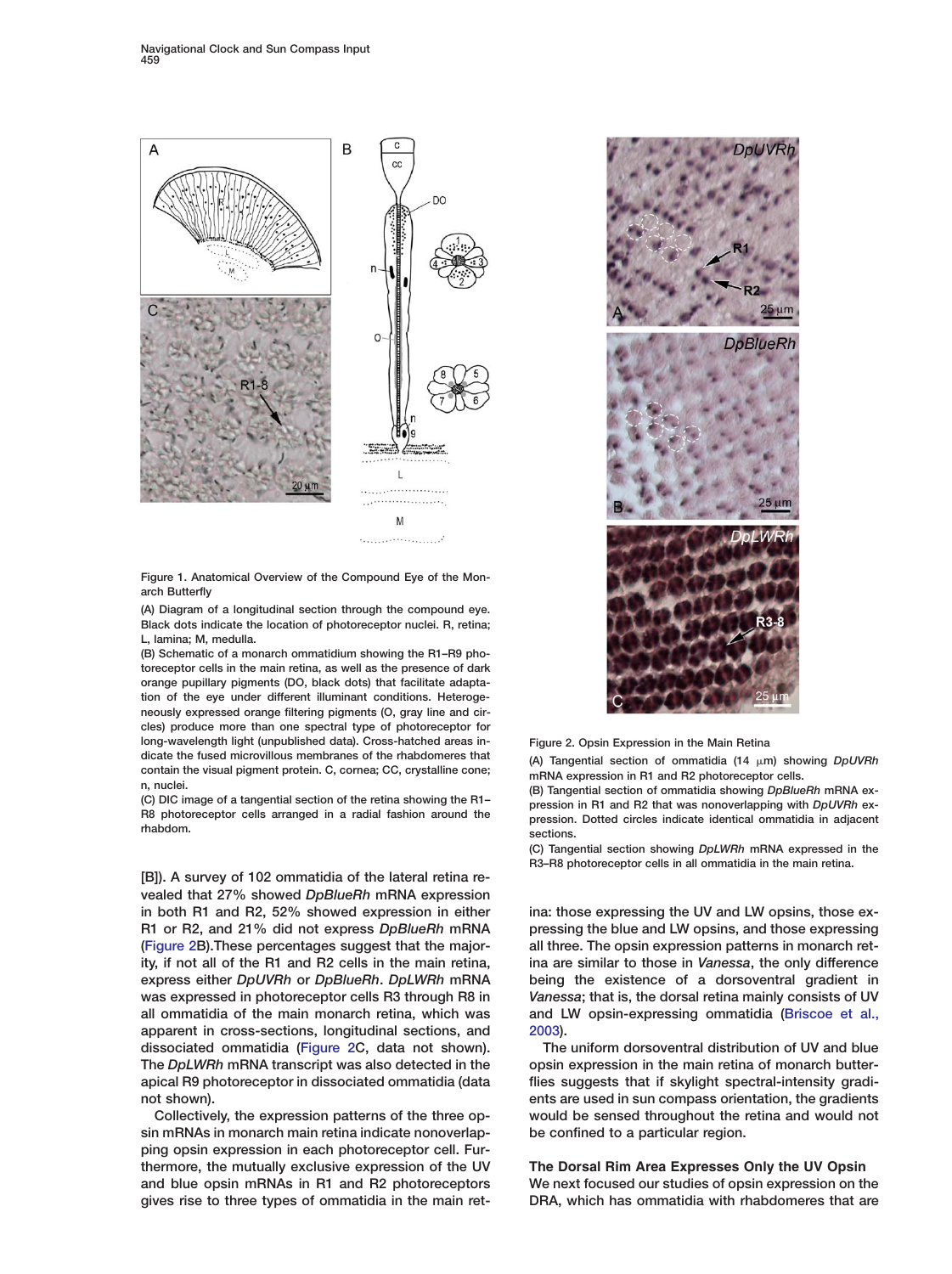Figure 1. Anatomical Overview of the Compound Eye of the Monarch Butterfly

(A) Diagram of a longitudinal section through the compound eye. Black dots indicate the location of photoreceptor nuclei. R, retina; L, lamina; M, medulla.

(B) Schematic of a monarch ommatidium showing the R1–R9 photoreceptor cells in the main retina, as well as the presence of dark orange pupillary pigments (DO, black dots) that facilitate adaptation of the eye under different illuminant conditions. Heterogeneously expressed orange filtering pigments (O, gray line and circles) produce more than one spectral type of photoreceptor for long-wavelength light (unpublished data). Cross-hatched areas indicate the fused microvillous membranes of the rhabdomeres that contain the visual pigment protein. C, cornea; CC, crystalline cone; n, nuclei.

(C) DIC image of a tangential section of the retina showing the R1–R8 photoreceptor cells arranged in a radial fashion around the rhabdom.

Figure 2. Opsin Expression in the Main Retina

(A) Tangential section of ommatidia (14 μm) showing *DpUVRh* mRNA expression in R1 and R2 photoreceptor cells.

(B) Tangential section of ommatidia showing *DpBlueRh* mRNA expression in R1 and R2 that was nonoverlapping with *DpUVRh* expression. Dotted circles indicate identical ommatidia in adjacent sections.

(C) Tangential section showing *DpLWRh* mRNA expressed in the R3–R8 photoreceptor cells in all ommatidia in the main retina.

[B]). A survey of 102 ommatidia of the lateral retina revealed that 27% showed *DpBlueRh* mRNA expression in both R1 and R2, 52% showed expression in either R1 or R2, and 21% did not express *DpBlueRh* mRNA (Figure 2B).These percentages suggest that the majority, if not all of the R1 and R2 cells in the main retina, express either *DpUVRh* or *DpBlueRh*. *DpLWRh* mRNA was expressed in photoreceptor cells R3 through R8 in all ommatidia of the main monarch retina, which was apparent in cross-sections, longitudinal sections, and dissociated ommatidia (Figure 2C, data not shown). The *DpLWRh* mRNA transcript was also detected in the apical R9 photoreceptor in dissociated ommatidia (data not shown).

Collectively, the expression patterns of the three opsin mRNAs in monarch main retina indicate nonoverlapping opsin expression in each photoreceptor cell. Furthermore, the mutually exclusive expression of the UV and blue opsin mRNAs in R1 and R2 photoreceptors gives rise to three types of ommatidia in the main retina: those expressing the UV and LW opsins, those expressing the blue and LW opsins, and those expressing all three. The opsin expression patterns in monarch retina are similar to those in *Vanessa*, the only difference being the existence of a dorsoventral gradient in *Vanessa*; that is, the dorsal retina mainly consists of UV and LW opsin-expressing ommatidia (Briscoe et al., 2003).

The uniform dorsoventral distribution of UV and blue opsin expression in the main retina of monarch butterflies suggests that if skylight spectral-intensity gradients are used in sun compass orientation, the gradients would be sensed throughout the retina and would not be confined to a particular region.

### The Dorsal Rim Area Expresses Only the UV Opsin

We next focused our studies of opsin expression on the DRA, which has ommatidia with rhabdomeres that are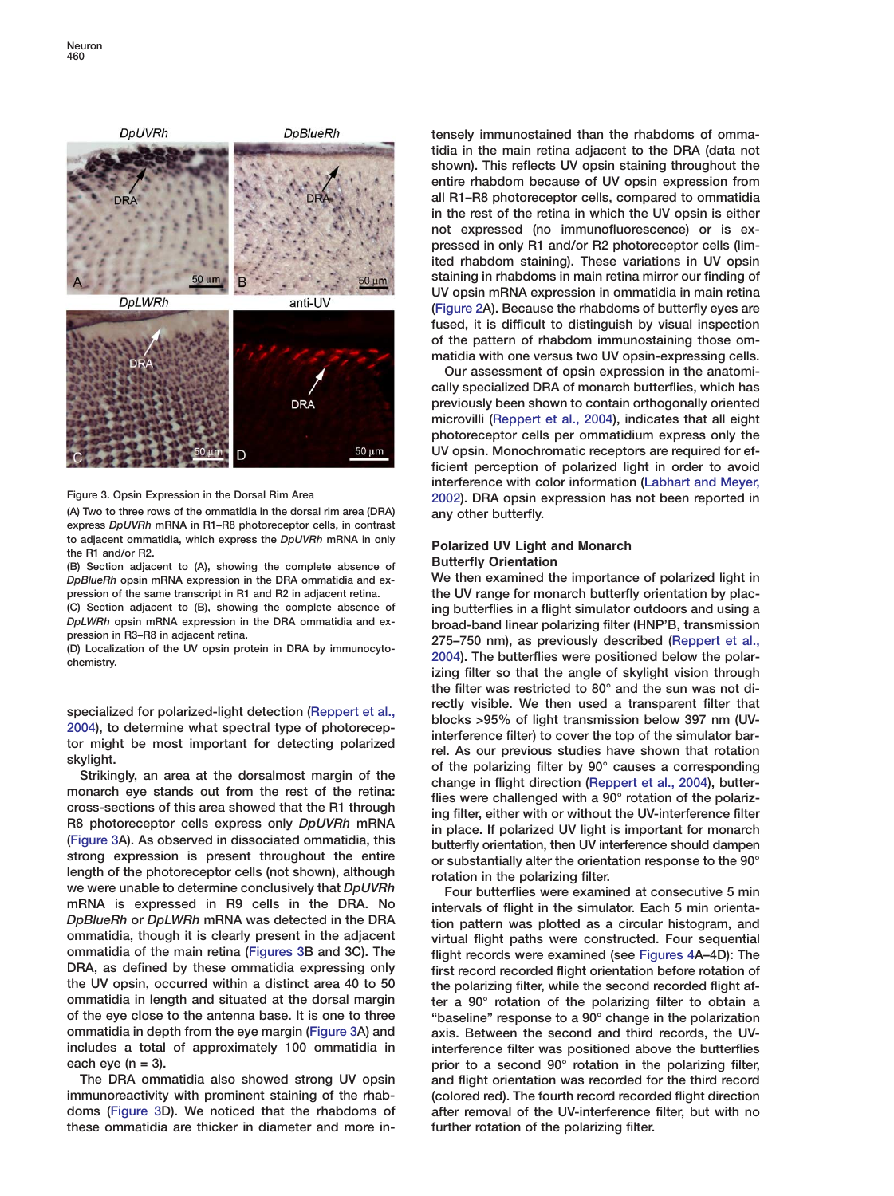Figure 3. Opsin Expression in the Dorsal Rim Area

(A) Two to three rows of the ommatidia in the dorsal rim area (DRA) express *DpUVRh* mRNA in R1–R8 photoreceptor cells, in contrast to adjacent ommatidia, which express the *DpUVRh* mRNA in only the R1 and/or R2.

(B) Section adjacent to (A), showing the complete absence of *DpBlueRh* opsin mRNA expression in the DRA ommatidia and expression of the same transcript in R1 and R2 in adjacent retina.

(C) Section adjacent to (B), showing the complete absence of *DpLWRh* opsin mRNA expression in the DRA ommatidia and expression in R3–R8 in adjacent retina.

(D) Localization of the UV opsin protein in DRA by immunocytochemistry.

specialized for polarized-light detection (Reppert et al., 2004), to determine what spectral type of photoreceptor might be most important for detecting polarized skylight.

Strikingly, an area at the dorsalmost margin of the monarch eye stands out from the rest of the retina: cross-sections of this area showed that the R1 through R8 photoreceptor cells express only *DpUVRh* mRNA (Figure 3A). As observed in dissociated ommatidia, this strong expression is present throughout the entire length of the photoreceptor cells (not shown), although we were unable to determine conclusively that *DpUVRh* mRNA is expressed in R9 cells in the DRA. No *DpBlueRh* or *DpLWRh* mRNA was detected in the DRA ommatidia, though it is clearly present in the adjacent ommatidia of the main retina (Figures 3B and 3C). The DRA, as defined by these ommatidia expressing only the UV opsin, occurred within a distinct area 40 to 50 ommatidia in length and situated at the dorsal margin of the eye close to the antenna base. It is one to three ommatidia in depth from the eye margin (Figure 3A) and includes a total of approximately 100 ommatidia in each eye (n = 3).

The DRA ommatidia also showed strong UV opsin immunoreactivity with prominent staining of the rhabdoms (Figure 3D). We noticed that the rhabdoms of these ommatidia are thicker in diameter and more intensely immunostained than the rhabdoms of ommatidia in the main retina adjacent to the DRA (data not shown). This reflects UV opsin staining throughout the entire rhabdom because of UV opsin expression from all R1–R8 photoreceptor cells, compared to ommatidia in the rest of the retina in which the UV opsin is either not expressed (no immunofluorescence) or is expressed in only R1 and/or R2 photoreceptor cells (limited rhabdom staining). These variations in UV opsin staining in rhabdoms in main retina mirror our finding of UV opsin mRNA expression in ommatidia in main retina (Figure 2A). Because the rhabdoms of butterfly eyes are fused, it is difficult to distinguish by visual inspection of the pattern of rhabdom immunostaining those ommatidia with one versus two UV opsin-expressing cells.

Our assessment of opsin expression in the anatomically specialized DRA of monarch butterflies, which has previously been shown to contain orthogonally oriented microvilli (Reppert et al., 2004), indicates that all eight photoreceptor cells per ommatidium express only the UV opsin. Monochromatic receptors are required for efficient perception of polarized light in order to avoid interference with color information (Labhart and Meyer, 2002). DRA opsin expression has not been reported in any other butterfly.

## Polarized UV Light and Monarch Butterfly Orientation

We then examined the importance of polarized light in the UV range for monarch butterfly orientation by placing butterflies in a flight simulator outdoors and using a broad-band linear polarizing filter (HNP'B, transmission 275–750 nm), as previously described (Reppert et al., 2004). The butterflies were positioned below the polarizing filter so that the angle of skylight vision through the filter was restricted to 80° and the sun was not directly visible. We then used a transparent filter that blocks >95% of light transmission below 397 nm (UV-interference filter) to cover the top of the simulator barrel. As our previous studies have shown that rotation of the polarizing filter by 90° causes a corresponding change in flight direction (Reppert et al., 2004), butterflies were challenged with a 90° rotation of the polarizing filter, either with or without the UV-interference filter in place. If polarized UV light is important for monarch butterfly orientation, then UV interference should dampen or substantially alter the orientation response to the 90° rotation in the polarizing filter.

Four butterflies were examined at consecutive 5 min intervals of flight in the simulator. Each 5 min orientation pattern was plotted as a circular histogram, and virtual flight paths were constructed. Four sequential flight records were examined (see Figures 4A–4D): The first record recorded flight orientation before rotation of the polarizing filter, while the second recorded flight after a 90° rotation of the polarizing filter to obtain a "baseline" response to a 90° change in the polarization axis. Between the second and third records, the UV-interference filter was positioned above the butterflies prior to a second 90° rotation in the polarizing filter, and flight orientation was recorded for the third record (colored red). The fourth record recorded flight direction after removal of the UV-interference filter, but with no further rotation of the polarizing filter.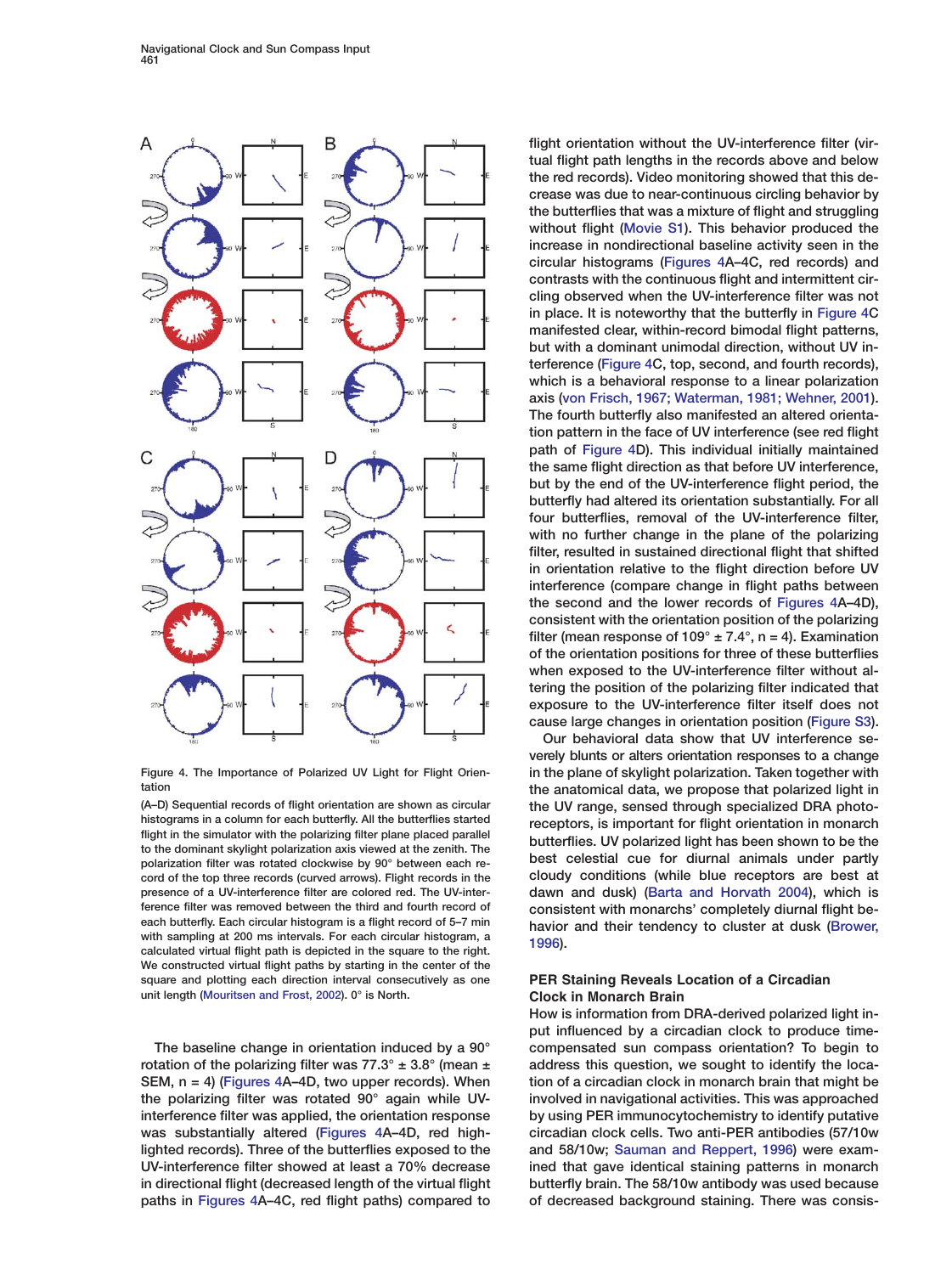Figure 4. The Importance of Polarized UV Light for Flight Orientation

(A–D) Sequential records of flight orientation are shown as circular histograms in a column for each butterfly. All the butterflies started flight in the simulator with the polarizing filter plane placed parallel to the dominant skylight polarization axis viewed at the zenith. The polarization filter was rotated clockwise by 90° between each record of the top three records (curved arrows). Flight records in the presence of a UV-interference filter are colored red. The UV-interference filter was removed between the third and fourth record of each butterfly. Each circular histogram is a flight record of 5–7 min with sampling at 200 ms intervals. For each circular histogram, a calculated virtual flight path is depicted in the square to the right. We constructed virtual flight paths by starting in the center of the square and plotting each direction interval consecutively as one unit length (Mouritsen and Frost, 2002). 0° is North.

The baseline change in orientation induced by a 90° rotation of the polarizing filter was 77.3° ± 3.8° (mean ± SEM, n = 4) (Figures 4A–4D, two upper records). When the polarizing filter was rotated 90° again while UV-interference filter was applied, the orientation response was substantially altered (Figures 4A–4D, red highlighted records). Three of the butterflies exposed to the UV-interference filter showed at least a 70% decrease in directional flight (decreased length of the virtual flight paths in Figures 4A–4C, red flight paths) compared to flight orientation without the UV-interference filter (virtual flight path lengths in the records above and below the red records). Video monitoring showed that this decrease was due to near-continuous circling behavior by the butterflies that was a mixture of flight and struggling without flight (Movie S1). This behavior produced the increase in nondirectional baseline activity seen in the circular histograms (Figures 4A–4C, red records) and contrasts with the continuous flight and intermittent circling observed when the UV-interference filter was not in place. It is noteworthy that the butterfly in Figure 4C manifested clear, within-record bimodal flight patterns, but with a dominant unimodal direction, without UV interference (Figure 4C, top, second, and fourth records), which is a behavioral response to a linear polarization axis (von Frisch, 1967; Waterman, 1981; Wehner, 2001). The fourth butterfly also manifested an altered orientation pattern in the face of UV interference (see red flight path of Figure 4D). This individual initially maintained the same flight direction as that before UV interference, but by the end of the UV-interference flight period, the butterfly had altered its orientation substantially. For all four butterflies, removal of the UV-interference filter, with no further change in the plane of the polarizing filter, resulted in sustained directional flight that shifted in orientation relative to the flight direction before UV interference (compare change in flight paths between the second and the lower records of Figures 4A–4D), consistent with the orientation position of the polarizing filter (mean response of 109° ± 7.4°, n = 4). Examination of the orientation positions for three of these butterflies when exposed to the UV-interference filter without altering the position of the polarizing filter indicated that exposure to the UV-interference filter itself does not cause large changes in orientation position (Figure S3).

Our behavioral data show that UV interference severely blunts or alters orientation responses to a change in the plane of skylight polarization. Taken together with the anatomical data, we propose that polarized light in the UV range, sensed through specialized DRA photoreceptors, is important for flight orientation in monarch butterflies. UV polarized light has been shown to be the best celestial cue for diurnal animals under partly cloudy conditions (while blue receptors are best at dawn and dusk) (Barta and Horvath 2004), which is consistent with monarchs' completely diurnal flight behavior and their tendency to cluster at dusk (Brower, 1996).

## PER Staining Reveals Location of a Circadian Clock in Monarch Brain

How is information from DRA-derived polarized light input influenced by a circadian clock to produce time-compensated sun compass orientation? To begin to address this question, we sought to identify the location of a circadian clock in monarch brain that might be involved in navigational activities. This was approached by using PER immunocytochemistry to identify putative circadian clock cells. Two anti-PER antibodies (57/10w and 58/10w; Sauman and Reppert, 1996) were examined that gave identical staining patterns in monarch butterfly brain. The 58/10w antibody was used because of decreased background staining. There was consis-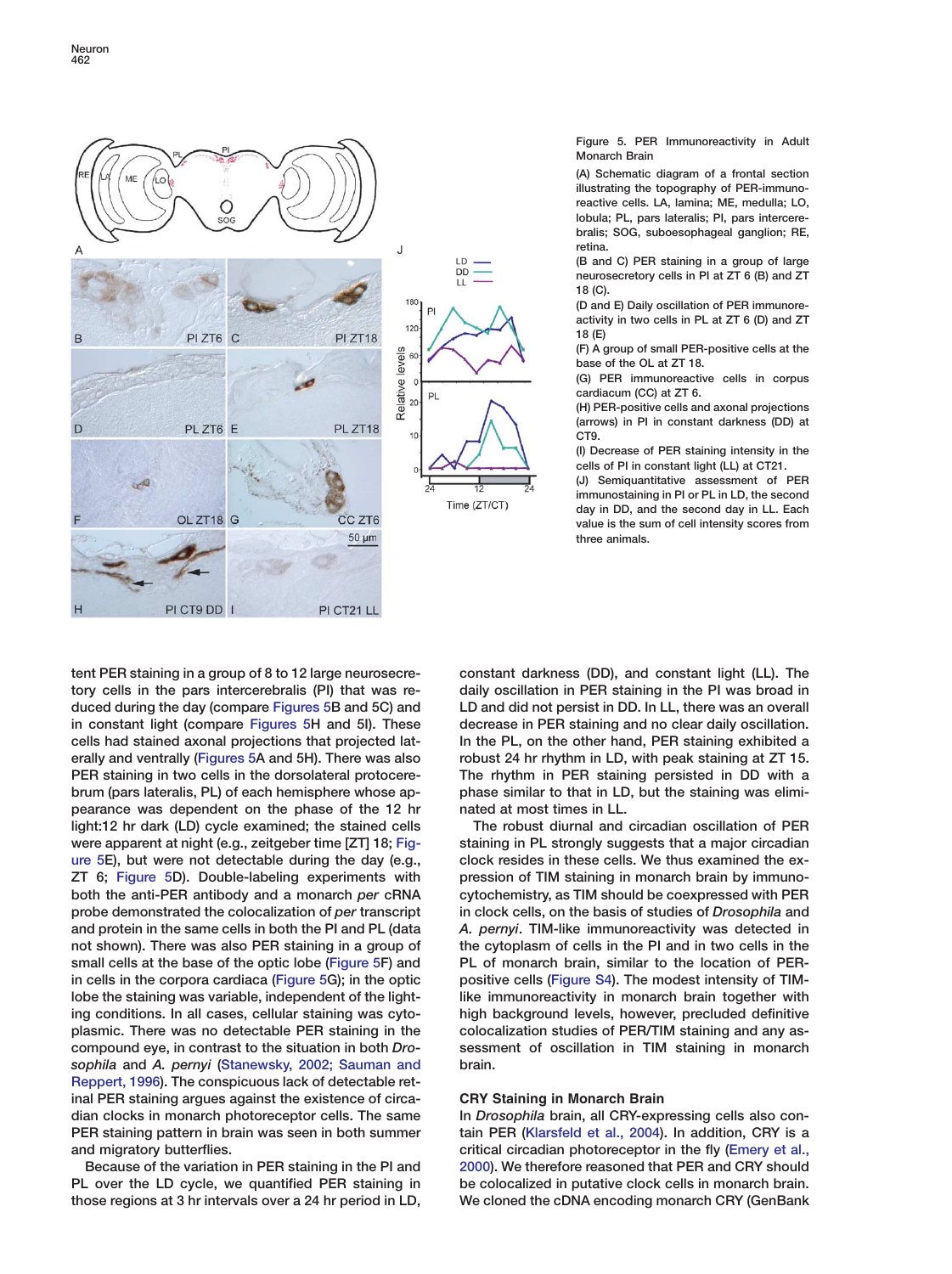Figure 5. PER Immunoreactivity in Adult Monarch Brain

(A) Schematic diagram of a frontal section illustrating the topography of PER-immunoreactive cells. LA, lamina; ME, medulla; LO, lobula; PL, pars lateralis; PI, pars intercerebralis; SOG, suboesophageal ganglion; RE, retina.

(B and C) PER staining in a group of large neurosecretory cells in PI at ZT 6 (B) and ZT 18 (C).

(D and E) Daily oscillation of PER immunoreactivity in two cells in PL at ZT 6 (D) and ZT 18 (E)

(F) A group of small PER-positive cells at the base of the OL at ZT 18.

(G) PER immunoreactive cells in corpus cardiacum (CC) at ZT 6.

(H) PER-positive cells and axonal projections (arrows) in PI in constant darkness (DD) at CT9.

(I) Decrease of PER staining intensity in the cells of PI in constant light (LL) at CT21.

(J) Semiquantitative assessment of PER immunostaining in PI or PL in LD, the second day in DD, and the second day in LL. Each value is the sum of cell intensity scores from three animals.

tent PER staining in a group of 8 to 12 large neurosecretory cells in the pars intercerebralis (PI) that was reduced during the day (compare Figures 5B and 5C) and in constant light (compare Figures 5H and 5I). These cells had stained axonal projections that projected laterally and ventrally (Figures 5A and 5H). There was also PER staining in two cells in the dorsolateral protocerebrum (pars lateralis, PL) of each hemisphere whose appearance was dependent on the phase of the 12 hr light:12 hr dark (LD) cycle examined; the stained cells were apparent at night (e.g., zeitgeber time [ZT] 18; Figure 5E), but were not detectable during the day (e.g., ZT 6; Figure 5D). Double-labeling experiments with both the anti-PER antibody and a monarch *per* cRNA probe demonstrated the colocalization of *per* transcript and protein in the same cells in both the PI and PL (data not shown). There was also PER staining in a group of small cells at the base of the optic lobe (Figure 5F) and in cells in the corpora cardiaca (Figure 5G); in the optic lobe the staining was variable, independent of the lighting conditions. In all cases, cellular staining was cytoplasmic. There was no detectable PER staining in the compound eye, in contrast to the situation in both *Drosophila* and *A. pernyi* (Stanewsky, 2002; Sauman and Reppert, 1996). The conspicuous lack of detectable retinal PER staining argues against the existence of circadian clocks in monarch photoreceptor cells. The same PER staining pattern in brain was seen in both summer and migratory butterflies.

Because of the variation in PER staining in the PI and PL over the LD cycle, we quantified PER staining in those regions at 3 hr intervals over a 24 hr period in LD, constant darkness (DD), and constant light (LL). The daily oscillation in PER staining in the PI was broad in LD and did not persist in DD. In LL, there was an overall decrease in PER staining and no clear daily oscillation. In the PL, on the other hand, PER staining exhibited a robust 24 hr rhythm in LD, with peak staining at ZT 15. The rhythm in PER staining persisted in DD with a phase similar to that in LD, but the staining was eliminated at most times in LL.

The robust diurnal and circadian oscillation of PER staining in PL strongly suggests that a major circadian clock resides in these cells. We thus examined the expression of TIM staining in monarch brain by immunocytochemistry, as TIM should be coexpressed with PER in clock cells, on the basis of studies of *Drosophila* and *A. pernyi*. TIM-like immunoreactivity was detected in the cytoplasm of cells in the PI and in two cells in the PL of monarch brain, similar to the location of PER-positive cells (Figure S4). The modest intensity of TIM-like immunoreactivity in monarch brain together with high background levels, however, precluded definitive colocalization studies of PER/TIM staining and any assessment of oscillation in TIM staining in monarch brain.

### CRY Staining in Monarch Brain

In *Drosophila* brain, all CRY-expressing cells also contain PER (Klarsfeld et al., 2004). In addition, CRY is a critical circadian photoreceptor in the fly (Emery et al., 2000). We therefore reasoned that PER and CRY should be colocalized in putative clock cells in monarch brain. We cloned the cDNA encoding monarch CRY (GenBank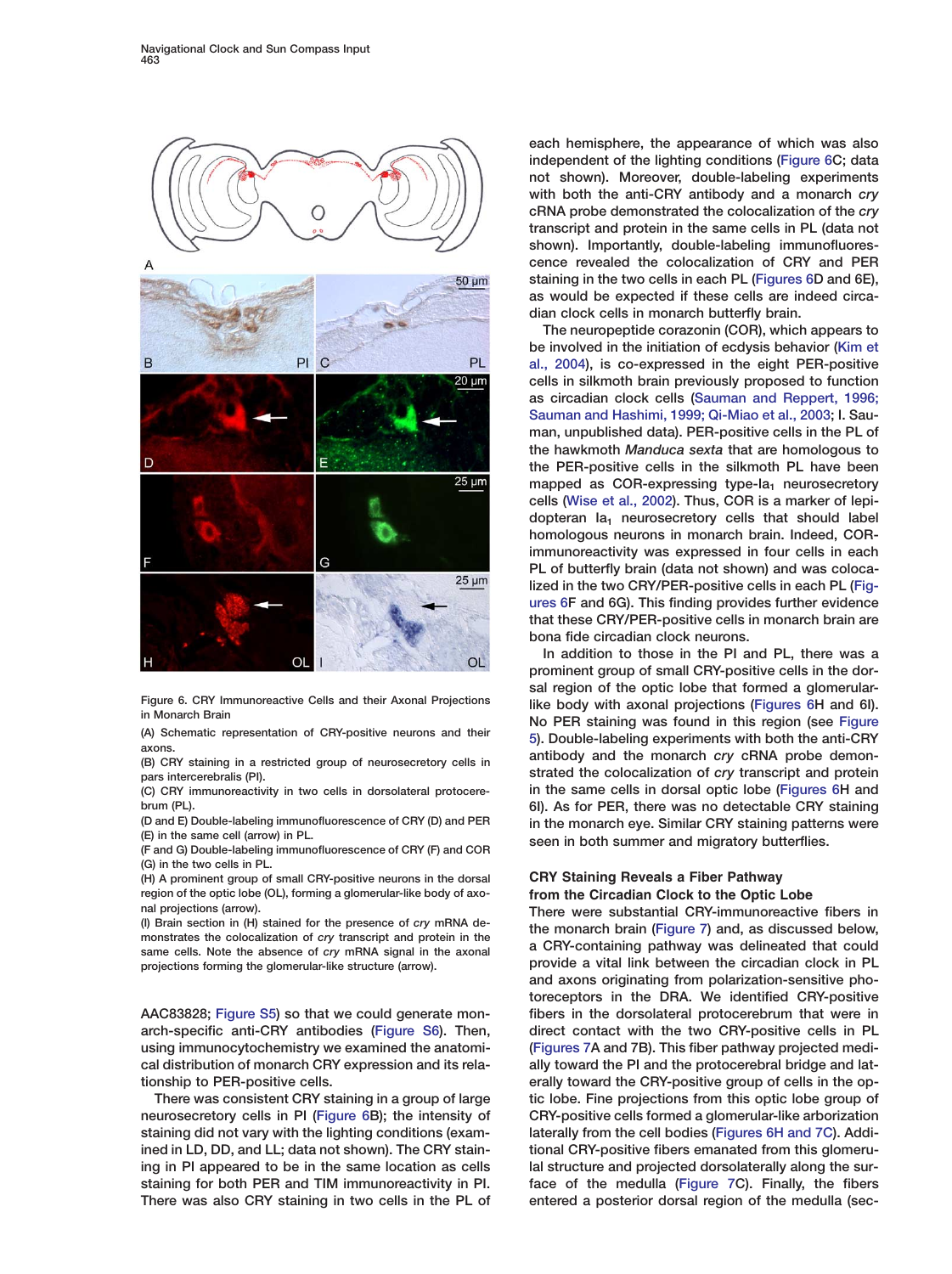Figure 6. CRY Immunoreactive Cells and their Axonal Projections in Monarch Brain

(A) Schematic representation of CRY-positive neurons and their axons.

(B) CRY staining in a restricted group of neurosecretory cells in pars intercerebralis (PI).

(C) CRY immunoreactivity in two cells in dorsolateral protocerebrum (PL).

(D and E) Double-labeling immunofluorescence of CRY (D) and PER (E) in the same cell (arrow) in PL.

(F and G) Double-labeling immunofluorescence of CRY (F) and COR (G) in the two cells in PL.

(H) A prominent group of small CRY-positive neurons in the dorsal region of the optic lobe (OL), forming a glomerular-like body of axonal projections (arrow).

(I) Brain section in (H) stained for the presence of *cry* mRNA demonstrates the colocalization of *cry* transcript and protein in the same cells. Note the absence of *cry* mRNA signal in the axonal projections forming the glomerular-like structure (arrow).

AAC83828; Figure S5) so that we could generate monarch-specific anti-CRY antibodies (Figure S6). Then, using immunocytochemistry we examined the anatomical distribution of monarch CRY expression and its relationship to PER-positive cells.

There was consistent CRY staining in a group of large neurosecretory cells in PI (Figure 6B); the intensity of staining did not vary with the lighting conditions (examined in LD, DD, and LL; data not shown). The CRY staining in PI appeared to be in the same location as cells staining for both PER and TIM immunoreactivity in PI. There was also CRY staining in two cells in the PL of each hemisphere, the appearance of which was also independent of the lighting conditions (Figure 6C; data not shown). Moreover, double-labeling experiments with both the anti-CRY antibody and a monarch *cry* cRNA probe demonstrated the colocalization of the *cry* transcript and protein in the same cells in PL (data not shown). Importantly, double-labeling immunofluorescence revealed the colocalization of CRY and PER staining in the two cells in each PL (Figures 6D and 6E), as would be expected if these cells are indeed circadian clock cells in monarch butterfly brain.

The neuropeptide corazonin (COR), which appears to be involved in the initiation of ecdysis behavior (Kim et al., 2004), is co-expressed in the eight PER-positive cells in silkmoth brain previously proposed to function as circadian clock cells (Sauman and Reppert, 1996; Sauman and Hashimi, 1999; Qi-Miao et al., 2003; I. Sauman, unpublished data). PER-positive cells in the PL of the hawkmoth *Manduca sexta* that are homologous to the PER-positive cells in the silkmoth PL have been mapped as COR-expressing type-$Ia_1$ neurosecretory cells (Wise et al., 2002). Thus, COR is a marker of lepidopteran $Ia_1$ neurosecretory cells that should label homologous neurons in monarch brain. Indeed, COR-immunoreactivity was expressed in four cells in each PL of butterfly brain (data not shown) and was colocalized in the two CRY/PER-positive cells in each PL (Figures 6F and 6G). This finding provides further evidence that these CRY/PER-positive cells in monarch brain are bona fide circadian clock neurons.

In addition to those in the PI and PL, there was a prominent group of small CRY-positive cells in the dorsal region of the optic lobe that formed a glomerular-like body with axonal projections (Figures 6H and 6I). No PER staining was found in this region (see Figure 5). Double-labeling experiments with both the anti-CRY antibody and the monarch *cry* cRNA probe demonstrated the colocalization of *cry* transcript and protein in the same cells in dorsal optic lobe (Figures 6H and 6I). As for PER, there was no detectable CRY staining in the monarch eye. Similar CRY staining patterns were seen in both summer and migratory butterflies.

## CRY Staining Reveals a Fiber Pathway from the Circadian Clock to the Optic Lobe

There were substantial CRY-immunoreactive fibers in the monarch brain (Figure 7) and, as discussed below, a CRY-containing pathway was delineated that could provide a vital link between the circadian clock in PL and axons originating from polarization-sensitive photoreceptors in the DRA. We identified CRY-positive fibers in the dorsolateral protocerebrum that were in direct contact with the two CRY-positive cells in PL (Figures 7A and 7B). This fiber pathway projected medially toward the PI and the protocerebral bridge and laterally toward the CRY-positive group of cells in the optic lobe. Fine projections from this optic lobe group of CRY-positive cells formed a glomerular-like arborization laterally from the cell bodies (Figures 6H and 7C). Additional CRY-positive fibers emanated from this glomerular structure and projected dorsolaterally along the surface of the medulla (Figure 7C). Finally, the fibers entered a posterior dorsal region of the medulla (sec-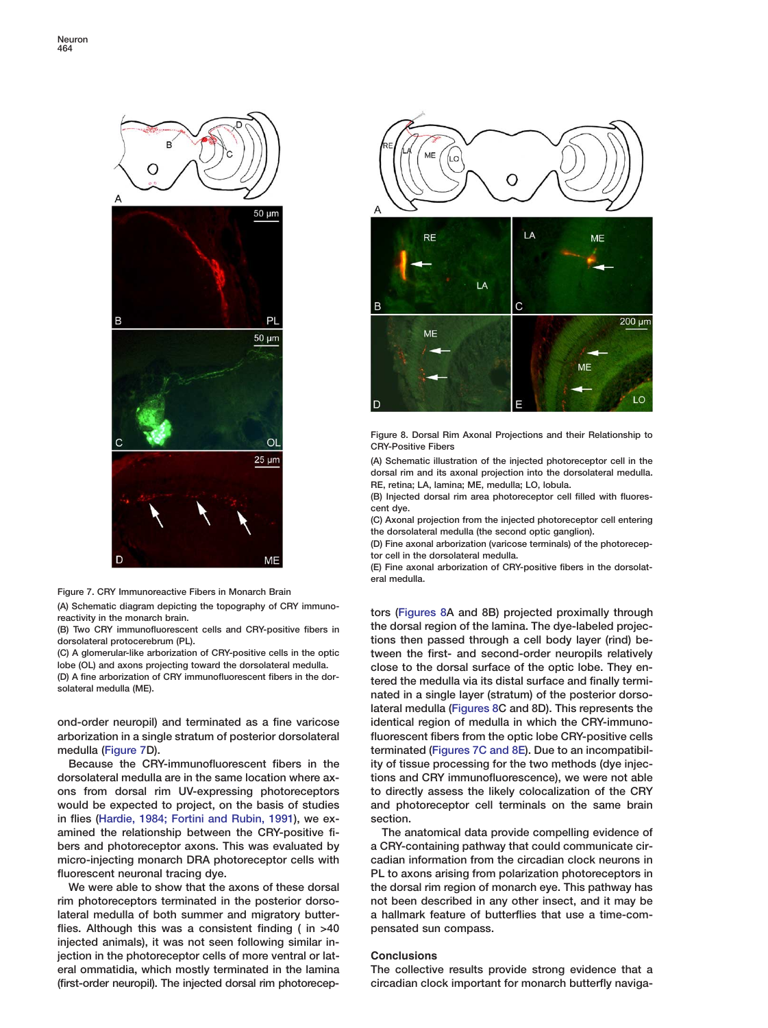Figure 7. CRY Immunoreactive Fibers in Monarch Brain

(A) Schematic diagram depicting the topography of CRY immunoreactivity in the monarch brain.

(B) Two CRY immunofluorescent cells and CRY-positive fibers in dorsolateral protocerebrum (PL).

(C) A glomerular-like arborization of CRY-positive cells in the optic lobe (OL) and axons projecting toward the dorsolateral medulla.

(D) A fine arborization of CRY immunofluorescent fibers in the dorsolateral medulla (ME).

Figure 8. Dorsal Rim Axonal Projections and their Relationship to CRY-Positive Fibers

(A) Schematic illustration of the injected photoreceptor cell in the dorsal rim and its axonal projection into the dorsolateral medulla. RE, retina; LA, lamina; ME, medulla; LO, lobula.

(B) Injected dorsal rim area photoreceptor cell filled with fluorescent dye.

(C) Axonal projection from the injected photoreceptor cell entering the dorsolateral medulla (the second optic ganglion).

(D) Fine axonal arborization (varicose terminals) of the photoreceptor cell in the dorsolateral medulla.

(E) Fine axonal arborization of CRY-positive fibers in the dorsolateral medulla.

ond-order neuropil) and terminated as a fine varicose arborization in a single stratum of posterior dorsolateral medulla (Figure 7D).

Because the CRY-immunofluorescent fibers in the dorsolateral medulla are in the same location where axons from dorsal rim UV-expressing photoreceptors would be expected to project, on the basis of studies in flies (Hardie, 1984; Fortini and Rubin, 1991), we examined the relationship between the CRY-positive fibers and photoreceptor axons. This was evaluated by micro-injecting monarch DRA photoreceptor cells with fluorescent neuronal tracing dye.

We were able to show that the axons of these dorsal rim photoreceptors terminated in the posterior dorsolateral medulla of both summer and migratory butterflies. Although this was a consistent finding ( in >40 injected animals), it was not seen following similar injection in the photoreceptor cells of more ventral or lateral ommatidia, which mostly terminated in the lamina (first-order neuropil). The injected dorsal rim photoreceptors (Figures 8A and 8B) projected proximally through the dorsal region of the lamina. The dye-labeled projections then passed through a cell body layer (rind) between the first- and second-order neuropils relatively close to the dorsal surface of the optic lobe. They entered the medulla via its distal surface and finally terminated in a single layer (stratum) of the posterior dorsolateral medulla (Figures 8C and 8D). This represents the identical region of medulla in which the CRY-immunofluorescent fibers from the optic lobe CRY-positive cells terminated (Figures 7C and 8E). Due to an incompatibility of tissue processing for the two methods (dye injections and CRY immunofluorescence), we were not able to directly assess the likely colocalization of the CRY and photoreceptor cell terminals on the same brain section.

The anatomical data provide compelling evidence of a CRY-containing pathway that could communicate circadian information from the circadian clock neurons in PL to axons arising from polarization photoreceptors in the dorsal rim region of monarch eye. This pathway has not been described in any other insect, and it may be a hallmark feature of butterflies that use a time-compensated sun compass.

## Conclusions

The collective results provide strong evidence that a circadian clock important for monarch butterfly naviga-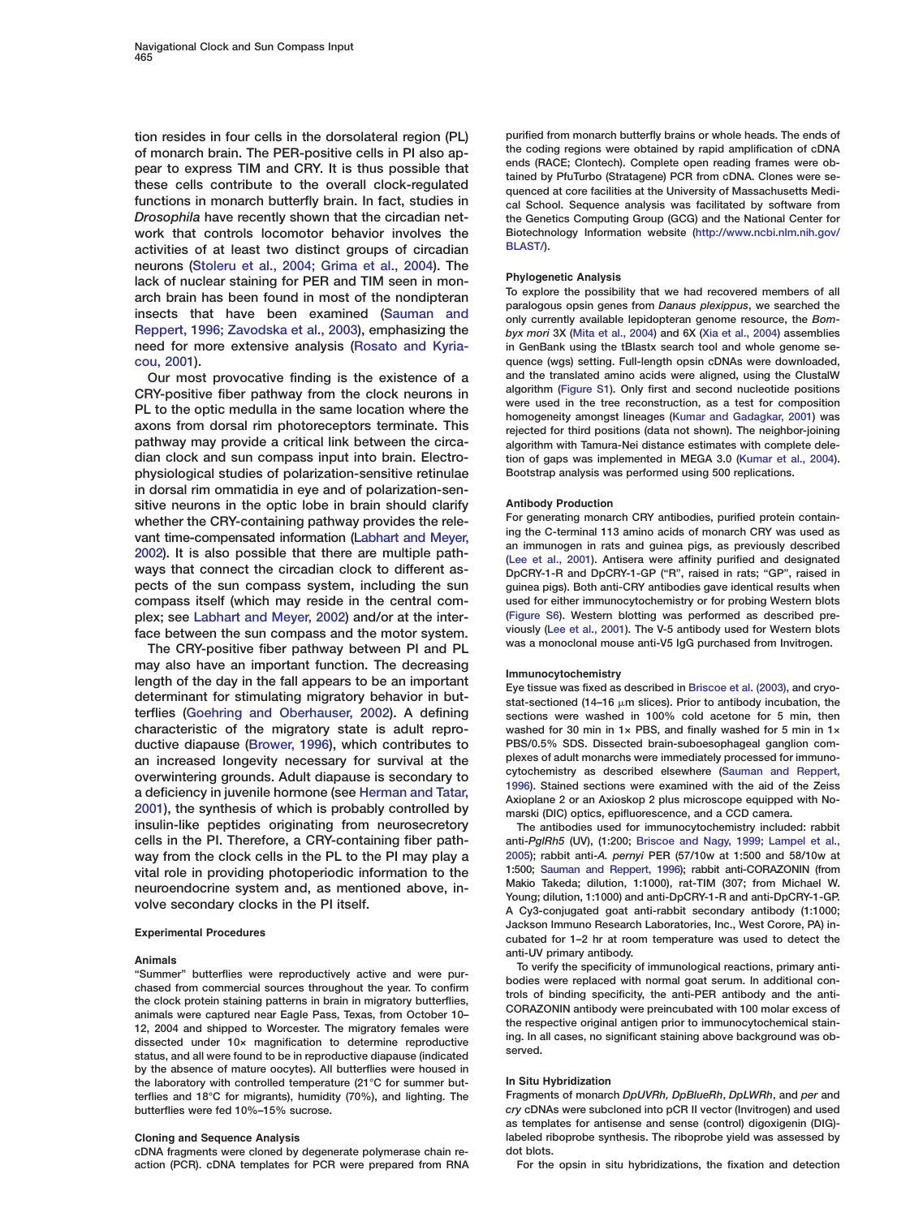tion resides in four cells in the dorsolateral region (PL) of monarch brain. The PER-positive cells in PI also appear to express TIM and CRY. It is thus possible that these cells contribute to the overall clock-regulated functions in monarch butterfly brain. In fact, studies in *Drosophila* have recently shown that the circadian network that controls locomotor behavior involves the activities of at least two distinct groups of circadian neurons (Stoleru et al., 2004; Grima et al., 2004). The lack of nuclear staining for PER and TIM seen in monarch brain has been found in most of the nondipteran insects that have been examined (Sauman and Reppert, 1996; Zavodska et al., 2003), emphasizing the need for more extensive analysis (Rosato and Kyriacou, 2001).

Our most provocative finding is the existence of a CRY-positive fiber pathway from the clock neurons in PL to the optic medulla in the same location where the axons from dorsal rim photoreceptors terminate. This pathway may provide a critical link between the circadian clock and sun compass input into brain. Electrophysiological studies of polarization-sensitive retinulae in dorsal rim ommatidia in eye and of polarization-sensitive neurons in the optic lobe in brain should clarify whether the CRY-containing pathway provides the relevant time-compensated information (Labhart and Meyer, 2002). It is also possible that there are multiple pathways that connect the circadian clock to different aspects of the sun compass system, including the sun compass itself (which may reside in the central complex; see Labhart and Meyer, 2002) and/or at the interface between the sun compass and the motor system.

The CRY-positive fiber pathway between PI and PL may also have an important function. The decreasing length of the day in the fall appears to be an important determinant for stimulating migratory behavior in butterflies (Goehring and Oberhauser, 2002). A defining characteristic of the migratory state is adult reproductive diapause (Brower, 1996), which contributes to an increased longevity necessary for survival at the overwintering grounds. Adult diapause is secondary to a deficiency in juvenile hormone (see Herman and Tatar, 2001), the synthesis of which is probably controlled by insulin-like peptides originating from neurosecretory cells in the PI. Therefore, a CRY-containing fiber pathway from the clock cells in the PL to the PI may play a vital role in providing photoperiodic information to the neuroendocrine system and, as mentioned above, involve secondary clocks in the PI itself.

## Experimental Procedures

### Animals

"Summer" butterflies were reproductively active and were purchased from commercial sources throughout the year. To confirm the clock protein staining patterns in brain in migratory butterflies, animals were captured near Eagle Pass, Texas, from October 10–12, 2004 and shipped to Worcester. The migratory females were dissected under 10× magnification to determine reproductive status, and all were found to be in reproductive diapause (indicated by the absence of mature oocytes). All butterflies were housed in the laboratory with controlled temperature (21°C for summer butterflies and 18°C for migrants), humidity (70%), and lighting. The butterflies were fed 10%–15% sucrose.

### Cloning and Sequence Analysis

cDNA fragments were cloned by degenerate polymerase chain reaction (PCR). cDNA templates for PCR were prepared from RNA purified from monarch butterfly brains or whole heads. The ends of the coding regions were obtained by rapid amplification of cDNA ends (RACE; Clontech). Complete open reading frames were obtained by PfuTurbo (Stratagene) PCR from cDNA. Clones were sequenced at core facilities at the University of Massachusetts Medical School. Sequence analysis was facilitated by software from the Genetics Computing Group (GCG) and the National Center for Biotechnology Information website (http://www.ncbi.nlm.nih.gov/BLAST/).

### Phylogenetic Analysis

To explore the possibility that we had recovered members of all paralogous opsin genes from *Danaus plexippus*, we searched the only currently available lepidopteran genome resource, the *Bombyx mori* 3X (Mita et al., 2004) and 6X (Xia et al., 2004) assemblies in GenBank using the tBlastx search tool and whole genome sequence (wgs) setting. Full-length opsin cDNAs were downloaded, and the translated amino acids were aligned, using the ClustalW algorithm (Figure S1). Only first and second nucleotide positions were used in the tree reconstruction, as a test for composition homogeneity amongst lineages (Kumar and Gadagkar, 2001) was rejected for third positions (data not shown). The neighbor-joining algorithm with Tamura-Nei distance estimates with complete deletion of gaps was implemented in MEGA 3.0 (Kumar et al., 2004). Bootstrap analysis was performed using 500 replications.

### Antibody Production

For generating monarch CRY antibodies, purified protein containing the C-terminal 113 amino acids of monarch CRY was used as an immunogen in rats and guinea pigs, as previously described (Lee et al., 2001). Antisera were affinity purified and designated DpCRY-1-R and DpCRY-1-GP ("R", raised in rats; "GP", raised in guinea pigs). Both anti-CRY antibodies gave identical results when used for either immunocytochemistry or for probing Western blots (Figure S6). Western blotting was performed as described previously (Lee et al., 2001). The V-5 antibody used for Western blots was a monoclonal mouse anti-V5 IgG purchased from Invitrogen.

### Immunocytochemistry

Eye tissue was fixed as described in Briscoe et al. (2003), and cryostat-sectioned (14–16 μm slices). Prior to antibody incubation, the sections were washed in 100% cold acetone for 5 min, then washed for 30 min in 1× PBS, and finally washed for 5 min in 1× PBS/0.5% SDS. Dissected brain-suboesophageal ganglion complexes of adult monarchs were immediately processed for immunocytochemistry as described elsewhere (Sauman and Reppert, 1996). Stained sections were examined with the aid of the Zeiss Axioplane 2 or an Axioskop 2 plus microscope equipped with Nomarski (DIC) optics, epifluorescence, and a CCD camera.

The antibodies used for immunocytochemistry included: rabbit anti-*PglRh5* (UV), (1:200; Briscoe and Nagy, 1999; Lampel et al., 2005); rabbit anti-*A. pernyi* PER (57/10w at 1:500 and 58/10w at 1:500; Sauman and Reppert, 1996); rabbit anti-CORAZONIN (from Makio Takeda; dilution, 1:1000), rat-TIM (307; from Michael W. Young; dilution, 1:1000) and anti-DpCRY-1-R and anti-DpCRY-1-GP. A Cy3-conjugated goat anti-rabbit secondary antibody (1:1000; Jackson Immuno Research Laboratories, Inc., West Corore, PA) incubated for 1–2 hr at room temperature was used to detect the anti-UV primary antibody.

To verify the specificity of immunological reactions, primary antibodies were replaced with normal goat serum. In additional controls of binding specificity, the anti-PER antibody and the anti-CORAZONIN antibody were preincubated with 100 molar excess of the respective original antigen prior to immunocytochemical staining. In all cases, no significant staining above background was observed.

### In Situ Hybridization

Fragments of monarch *DpUVRh*, *DpBlueRh*, *DpLWRh*, and *per* and *cry* cDNAs were subcloned into pCR II vector (Invitrogen) and used as templates for antisense and sense (control) digoxigenin (DIG)-labeled riboprobe synthesis. The riboprobe yield was assessed by dot blots.

For the opsin in situ hybridizations, the fixation and detection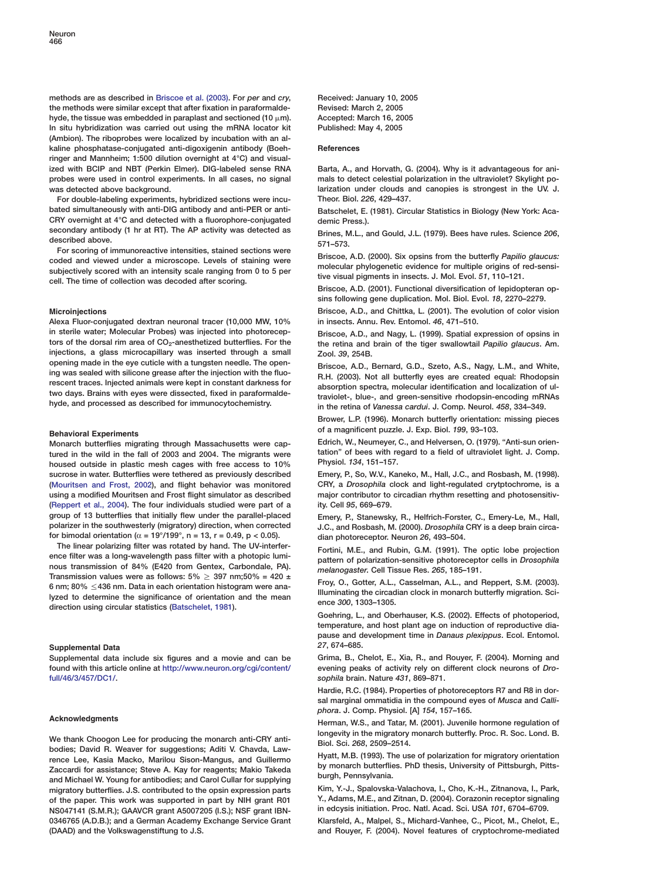methods are as described in Briscoe et al. (2003). For *per* and *cry*, the methods were similar except that after fixation in paraformaldehyde, the tissue was embedded in paraplast and sectioned (10 μm). In situ hybridization was carried out using the mRNA locator kit (Ambion). The riboprobes were localized by incubation with an alkaline phosphatase-conjugated anti-digoxigenin antibody (Boehringer and Mannheim; 1:500 dilution overnight at 4°C) and visualized with BCIP and NBT (Perkin Elmer). DIG-labeled sense RNA probes were used in control experiments. In all cases, no signal was detected above background.

For double-labeling experiments, hybridized sections were incubated simultaneously with anti-DIG antibody and anti-PER or anti-CRY overnight at 4°C and detected with a fluorophore-conjugated secondary antibody (1 hr at RT). The AP activity was detected as described above.

For scoring of immunoreactive intensities, stained sections were coded and viewed under a microscope. Levels of staining were subjectively scored with an intensity scale ranging from 0 to 5 per cell. The time of collection was decoded after scoring.

### Microinjections

Alexa Fluor-conjugated dextran neuronal tracer (10,000 MW, 10% in sterile water; Molecular Probes) was injected into photoreceptors of the dorsal rim area of $CO_2$-anesthetized butterflies. For the injections, a glass microcapillary was inserted through a small opening made in the eye cuticle with a tungsten needle. The opening was sealed with silicone grease after the injection with the fluorescent traces. Injected animals were kept in constant darkness for two days. Brains with eyes were dissected, fixed in paraformaldehyde, and processed as described for immunocytochemistry.

### Behavioral Experiments

Monarch butterflies migrating through Massachusetts were captured in the wild in the fall of 2003 and 2004. The migrants were housed outside in plastic mesh cages with free access to 10% sucrose in water. Butterflies were tethered as previously described (Mouritsen and Frost, 2002), and flight behavior was monitored using a modified Mouritsen and Frost flight simulator as described (Reppert et al., 2004). The four individuals studied were part of a group of 13 butterflies that initially flew under the parallel-placed polarizer in the southwesterly (migratory) direction, when corrected for bimodal orientation ($\alpha = 19°/199°$, $n = 13$, $r = 0.49$, $p < 0.05$).

The linear polarizing filter was rotated by hand. The UV-interference filter was a long-wavelength pass filter with a photopic luminous transmission of 84% (E420 from Gentex, Carbondale, PA). Transmission values were as follows: 5% $\geq$ 397 nm;50% = 420 $\pm$ 6 nm; 80% $\leq$436 nm. Data in each orientation histogram were analyzed to determine the significance of orientation and the mean direction using circular statistics (Batschelet, 1981).

### Supplemental Data

Supplemental data include six figures and a movie and can be found with this article online at http://www.neuron.org/cgi/content/full/46/3/457/DC1/.

### Acknowledgments

We thank Choogon Lee for producing the monarch anti-CRY antibodies; David R. Weaver for suggestions; Aditi V. Chavda, Lawrence Lee, Kasia Macko, Marilou Sison-Mangus, and Guillermo Zaccardi for assistance; Steve A. Kay for reagents; Makio Takeda and Michael W. Young for antibodies; and Carol Cullar for supplying migratory butterflies. J.S. contributed to the opsin expression parts of the paper. This work was supported in part by NIH grant R01 NS047141 (S.M.R.); GAAVCR grant A5007205 (I.S.); NSF grant IBN-0346765 (A.D.B.); and a German Academy Exchange Service Grant (DAAD) and the Volkswagenstiftung to J.S.

Received: January 10, 2005
Revised: March 2, 2005
Accepted: March 16, 2005
Published: May 4, 2005

### References

Barta, A., and Horvath, G. (2004). Why is it advantageous for animals to detect celestial polarization in the ultraviolet? Skylight polarization under clouds and canopies is strongest in the UV. J. Theor. Biol. *226*, 429–437.

Batschelet, E. (1981). Circular Statistics in Biology (New York: Academic Press.).

Brines, M.L., and Gould, J.L. (1979). Bees have rules. Science *206*, 571–573.

Briscoe, A.D. (2000). Six opsins from the butterfly *Papilio glaucus:* molecular phylogenetic evidence for multiple origins of red-sensitive visual pigments in insects. J. Mol. Evol. *51*, 110–121.

Briscoe, A.D. (2001). Functional diversification of lepidopteran opsins following gene duplication. Mol. Biol. Evol. *18*, 2270–2279.

Briscoe, A.D., and Chittka, L. (2001). The evolution of color vision in insects. Annu. Rev. Entomol. *46*, 471–510.

Briscoe, A.D., and Nagy, L. (1999). Spatial expression of opsins in the retina and brain of the tiger swallowtail *Papilio glaucus*. Am. Zool. *39*, 254B.

Briscoe, A.D., Bernard, G.D., Szeto, A.S., Nagy, L.M., and White, R.H. (2003). Not all butterfly eyes are created equal: Rhodopsin absorption spectra, molecular identification and localization of ultraviolet-, blue-, and green-sensitive rhodopsin-encoding mRNAs in the retina of *Vanessa cardui*. J. Comp. Neurol. *458*, 334–349.

Brower, L.P. (1996). Monarch butterfly orientation: missing pieces of a magnificent puzzle. J. Exp. Biol. *199*, 93–103.

Edrich, W., Neumeyer, C., and Helversen, O. (1979). "Anti-sun orientation" of bees with regard to a field of ultraviolet light. J. Comp. Physiol. *134*, 151–157.

Emery, P., So, W.V., Kaneko, M., Hall, J.C., and Rosbash, M. (1998). CRY, a *Drosophila* clock and light-regulated crytptochrome, is a major contributor to circadian rhythm resetting and photosensitivity. Cell *95*, 669–679.

Emery, P., Stanewsky, R., Helfrich-Forster, C., Emery-Le, M., Hall, J.C., and Rosbash, M. (2000). *Drosophila* CRY is a deep brain circadian photoreceptor. Neuron *26*, 493–504.

Fortini, M.E., and Rubin, G.M. (1991). The optic lobe projection pattern of polarization-sensitive photoreceptor cells in *Drosophila melanogaster*. Cell Tissue Res. *265*, 185–191.

Froy, O., Gotter, A.L., Casselman, A.L., and Reppert, S.M. (2003). Illuminating the circadian clock in monarch butterfly migration. Science *300*, 1303–1305.

Goehring, L., and Oberhauser, K.S. (2002). Effects of photoperiod, temperature, and host plant age on induction of reproductive diapause and development time in *Danaus plexippus*. Ecol. Entomol. *27*, 674–685.

Grima, B., Chelot, E., Xia, R., and Rouyer, F. (2004). Morning and evening peaks of activity rely on different clock neurons of *Drosophila* brain. Nature *431*, 869–871.

Hardie, R.C. (1984). Properties of photoreceptors R7 and R8 in dorsal marginal ommatidia in the compound eyes of *Musca* and *Calliphora*. J. Comp. Physiol. [A] *154*, 157–165.

Herman, W.S., and Tatar, M. (2001). Juvenile hormone regulation of longevity in the migratory monarch butterfly. Proc. R. Soc. Lond. B. Biol. Sci. *268*, 2509–2514.

Hyatt, M.B. (1993). The use of polarization for migratory orientation by monarch butterflies. PhD thesis, University of Pittsburgh, Pittsburgh, Pennsylvania.

Kim, Y.-J., Spalovska-Valachova, I., Cho, K.-H., Zitnanova, I., Park, Y., Adams, M.E., and Zitnan, D. (2004). Corazonin receptor signaling in ecdysis initiation. Proc. Natl. Acad. Sci. USA *101*, 6704–6709.

Klarsfeld, A., Malpel, S., Michard-Vanhee, C., Picot, M., Chelot, E., and Rouyer, F. (2004). Novel features of cryptochrome-mediated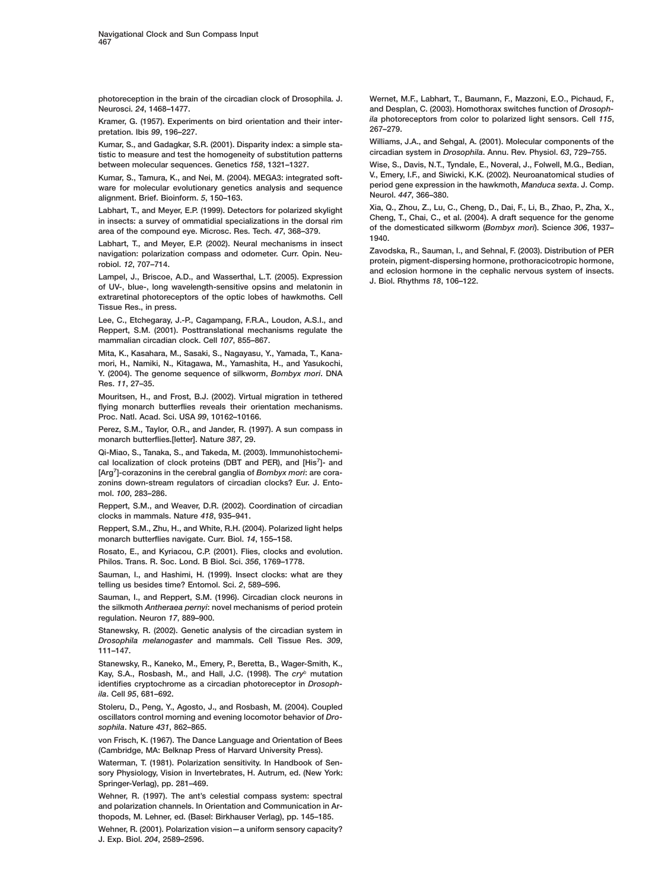photoreception in the brain of the circadian clock of Drosophila. J. Neurosci. *24*, 1468–1477.

Kramer, G. (1957). Experiments on bird orientation and their interpretation. Ibis *99*, 196–227.

Kumar, S., and Gadagkar, S.R. (2001). Disparity index: a simple statistic to measure and test the homogeneity of substitution patterns between molecular sequences. Genetics *158*, 1321–1327.

Kumar, S., Tamura, K., and Nei, M. (2004). MEGA3: integrated software for molecular evolutionary genetics analysis and sequence alignment. Brief. Bioinform. *5*, 150–163.

Labhart, T., and Meyer, E.P. (1999). Detectors for polarized skylight in insects: a survey of ommatidial specializations in the dorsal rim area of the compound eye. Microsc. Res. Tech. *47*, 368–379.

Labhart, T., and Meyer, E.P. (2002). Neural mechanisms in insect navigation: polarization compass and odometer. Curr. Opin. Neurobiol. *12*, 707–714.

Lampel, J., Briscoe, A.D., and Wasserthal, L.T. (2005). Expression of UV-, blue-, long wavelength-sensitive opsins and melatonin in extraretinal photoreceptors of the optic lobes of hawkmoths. Cell Tissue Res., in press.

Lee, C., Etchegaray, J.-P., Cagampang, F.R.A., Loudon, A.S.I., and Reppert, S.M. (2001). Posttranslational mechanisms regulate the mammalian circadian clock. Cell *107*, 855–867.

Mita, K., Kasahara, M., Sasaki, S., Nagayasu, Y., Yamada, T., Kanamori, H., Namiki, N., Kitagawa, M., Yamashita, H., and Yasukochi, Y. (2004). The genome sequence of silkworm, *Bombyx mori*. DNA Res. *11*, 27–35.

Mouritsen, H., and Frost, B.J. (2002). Virtual migration in tethered flying monarch butterflies reveals their orientation mechanisms. Proc. Natl. Acad. Sci. USA *99*, 10162–10166.

Perez, S.M., Taylor, O.R., and Jander, R. (1997). A sun compass in monarch butterflies.[letter]. Nature *387*, 29.

Qi-Miao, S., Tanaka, S., and Takeda, M. (2003). Immunohistochemical localization of clock proteins (DBT and PER), and [His$^7$]- and [Arg$^7$]-corazonins in the cerebral ganglia of *Bombyx mori*: are corazonins down-stream regulators of circadian clocks? Eur. J. Entomol. *100*, 283–286.

Reppert, S.M., and Weaver, D.R. (2002). Coordination of circadian clocks in mammals. Nature *418*, 935–941.

Reppert, S.M., Zhu, H., and White, R.H. (2004). Polarized light helps monarch butterflies navigate. Curr. Biol. *14*, 155–158.

Rosato, E., and Kyriacou, C.P. (2001). Flies, clocks and evolution. Philos. Trans. R. Soc. Lond. B Biol. Sci. *356*, 1769–1778.

Sauman, I., and Hashimi, H. (1999). Insect clocks: what are they telling us besides time? Entomol. Sci. *2*, 589–596.

Sauman, I., and Reppert, S.M. (1996). Circadian clock neurons in the silkmoth *Antheraea pernyi*: novel mechanisms of period protein regulation. Neuron *17*, 889–900.

Stanewsky, R. (2002). Genetic analysis of the circadian system in *Drosophila melanogaster* and mammals. Cell Tissue Res. *309*, 111–147.

Stanewsky, R., Kaneko, M., Emery, P., Beretta, B., Wager-Smith, K., Kay, S.A., Rosbash, M., and Hall, J.C. (1998). The *cry$^b$* mutation identifies cryptochrome as a circadian photoreceptor in *Drosophila*. Cell *95*, 681–692.

Stoleru, D., Peng, Y., Agosto, J., and Rosbash, M. (2004). Coupled oscillators control morning and evening locomotor behavior of *Drosophila*. Nature *431*, 862–865.

von Frisch, K. (1967). The Dance Language and Orientation of Bees (Cambridge, MA: Belknap Press of Harvard University Press).

Waterman, T. (1981). Polarization sensitivity. In Handbook of Sensory Physiology, Vision in Invertebrates, H. Autrum, ed. (New York: Springer-Verlag), pp. 281–469.

Wehner, R. (1997). The ant's celestial compass system: spectral and polarization channels. In Orientation and Communication in Arthopods, M. Lehner, ed. (Basel: Birkhauser Verlag), pp. 145–185.

Wehner, R. (2001). Polarization vision—a uniform sensory capacity? J. Exp. Biol. *204*, 2589–2596.

Wernet, M.F., Labhart, T., Baumann, F., Mazzoni, E.O., Pichaud, F., and Desplan, C. (2003). Homothorax switches function of *Drosophila* photoreceptors from color to polarized light sensors. Cell *115*, 267–279.

Williams, J.A., and Sehgal, A. (2001). Molecular components of the circadian system in *Drosophila*. Annu. Rev. Physiol. *63*, 729–755.

Wise, S., Davis, N.T., Tyndale, E., Noveral, J., Folwell, M.G., Bedian, V., Emery, I.F., and Siwicki, K.K. (2002). Neuroanatomical studies of period gene expression in the hawkmoth, *Manduca sexta*. J. Comp. Neurol. *447*, 366–380.

Xia, Q., Zhou, Z., Lu, C., Cheng, D., Dai, F., Li, B., Zhao, P., Zha, X., Cheng, T., Chai, C., et al. (2004). A draft sequence for the genome of the domesticated silkworm (*Bombyx mori*). Science *306*, 1937–1940.

Zavodska, R., Sauman, I., and Sehnal, F. (2003). Distribution of PER protein, pigment-dispersing hormone, prothoracicotropic hormone, and eclosion hormone in the cephalic nervous system of insects. J. Biol. Rhythms *18*, 106–122.